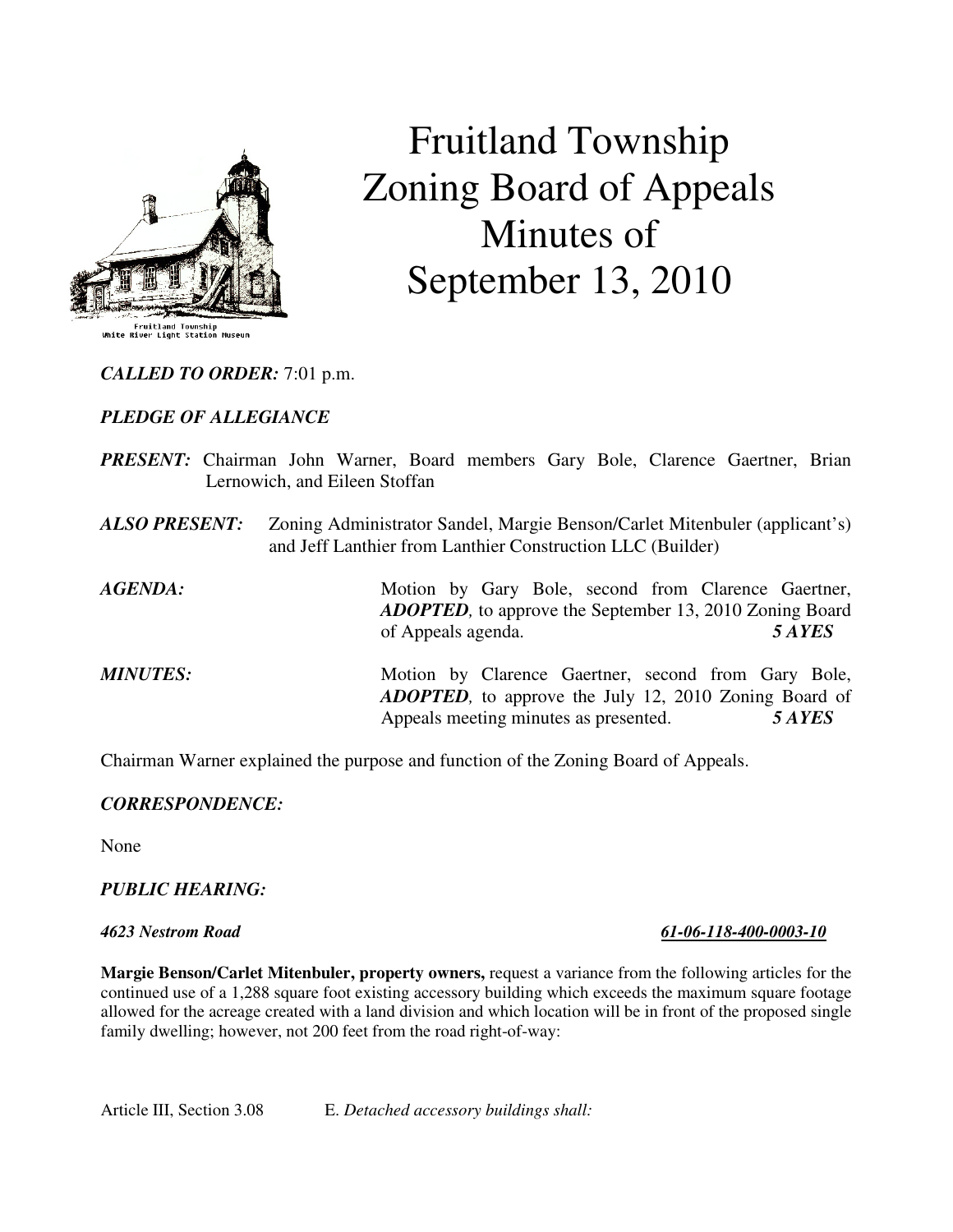# Fruitland Township Zoning Board of Appeals Minutes of September 13, 2010

Fruitland Township
White River Light Station Museum

***CALLED TO ORDER:*** 7:01 p.m.

***PLEDGE OF ALLEGIANCE***

***PRESENT:*** Chairman John Warner, Board members Gary Bole, Clarence Gaertner, Brian Lernowich, and Eileen Stoffan

***ALSO PRESENT:*** Zoning Administrator Sandel, Margie Benson/Carlet Mitenbuler (applicant's) and Jeff Lanthier from Lanthier Construction LLC (Builder)

***AGENDA:*** Motion by Gary Bole, second from Clarence Gaertner, ***ADOPTED,*** to approve the September 13, 2010 Zoning Board of Appeals agenda. ***5 AYES***

***MINUTES:*** Motion by Clarence Gaertner, second from Gary Bole, ***ADOPTED,*** to approve the July 12, 2010 Zoning Board of Appeals meeting minutes as presented. ***5 AYES***

Chairman Warner explained the purpose and function of the Zoning Board of Appeals.

***CORRESPONDENCE:***

None

***PUBLIC HEARING:***

***4623 Nestrom Road*** ***61-06-118-400-0003-10***

**Margie Benson/Carlet Mitenbuler, property owners,** request a variance from the following articles for the continued use of a 1,288 square foot existing accessory building which exceeds the maximum square footage allowed for the acreage created with a land division and which location will be in front of the proposed single family dwelling; however, not 200 feet from the road right-of-way:

Article III, Section 3.08 E. *Detached accessory buildings shall:*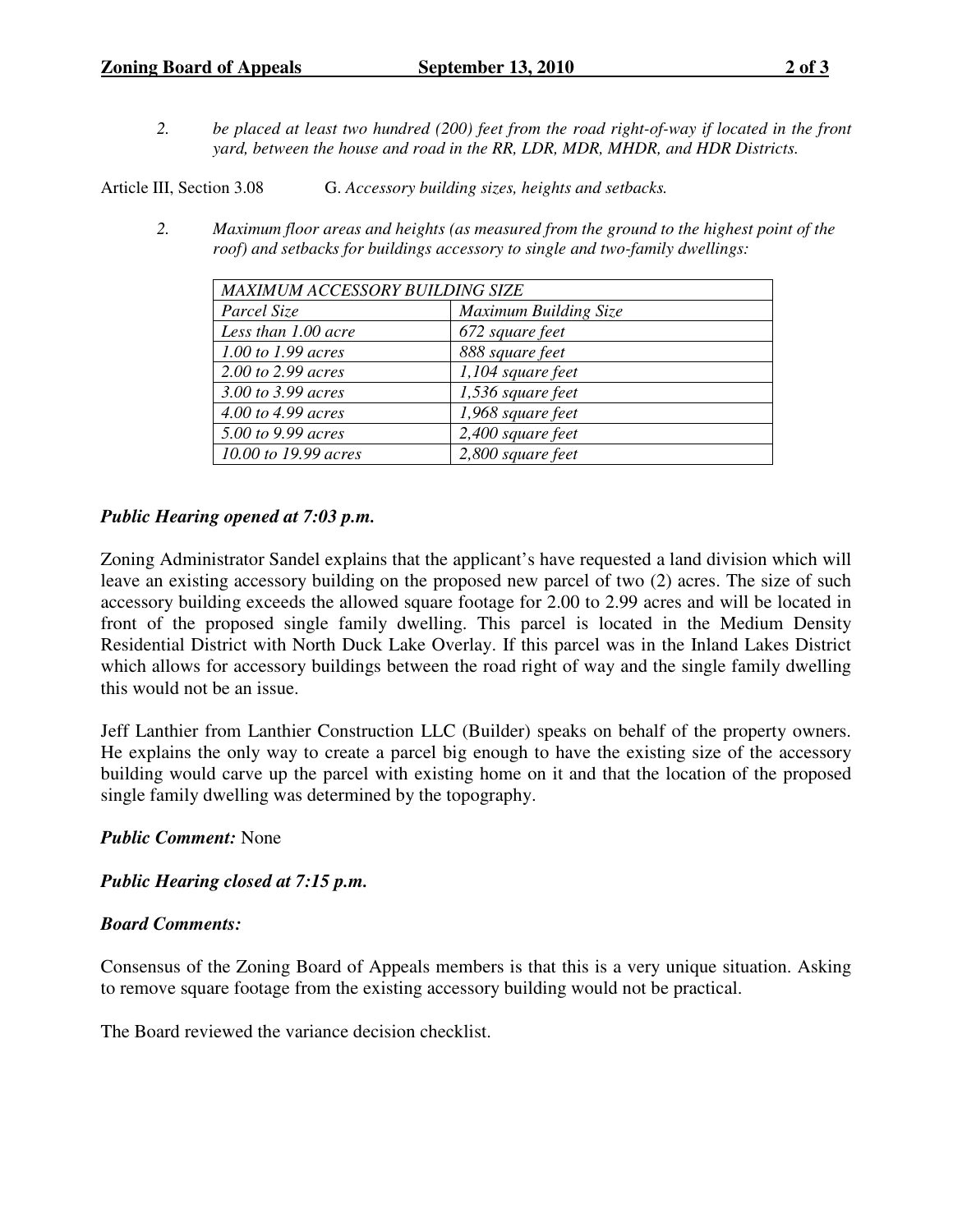2. *be placed at least two hundred (200) feet from the road right-of-way if located in the front yard, between the house and road in the RR, LDR, MDR, MHDR, and HDR Districts.*

Article III, Section 3.08 G. *Accessory building sizes, heights and setbacks.*

2. *Maximum floor areas and heights (as measured from the ground to the highest point of the roof) and setbacks for buildings accessory to single and two-family dwellings:*

| *MAXIMUM ACCESSORY BUILDING SIZE* | |
|---|---|
| *Parcel Size* | *Maximum Building Size* |
| *Less than 1.00 acre* | *672 square feet* |
| *1.00 to 1.99 acres* | *888 square feet* |
| *2.00 to 2.99 acres* | *1,104 square feet* |
| *3.00 to 3.99 acres* | *1,536 square feet* |
| *4.00 to 4.99 acres* | *1,968 square feet* |
| *5.00 to 9.99 acres* | *2,400 square feet* |
| *10.00 to 19.99 acres* | *2,800 square feet* |

***Public Hearing opened at 7:03 p.m.***

Zoning Administrator Sandel explains that the applicant's have requested a land division which will leave an existing accessory building on the proposed new parcel of two (2) acres. The size of such accessory building exceeds the allowed square footage for 2.00 to 2.99 acres and will be located in front of the proposed single family dwelling. This parcel is located in the Medium Density Residential District with North Duck Lake Overlay. If this parcel was in the Inland Lakes District which allows for accessory buildings between the road right of way and the single family dwelling this would not be an issue.

Jeff Lanthier from Lanthier Construction LLC (Builder) speaks on behalf of the property owners. He explains the only way to create a parcel big enough to have the existing size of the accessory building would carve up the parcel with existing home on it and that the location of the proposed single family dwelling was determined by the topography.

***Public Comment:*** None

***Public Hearing closed at 7:15 p.m.***

***Board Comments:***

Consensus of the Zoning Board of Appeals members is that this is a very unique situation. Asking to remove square footage from the existing accessory building would not be practical.

The Board reviewed the variance decision checklist.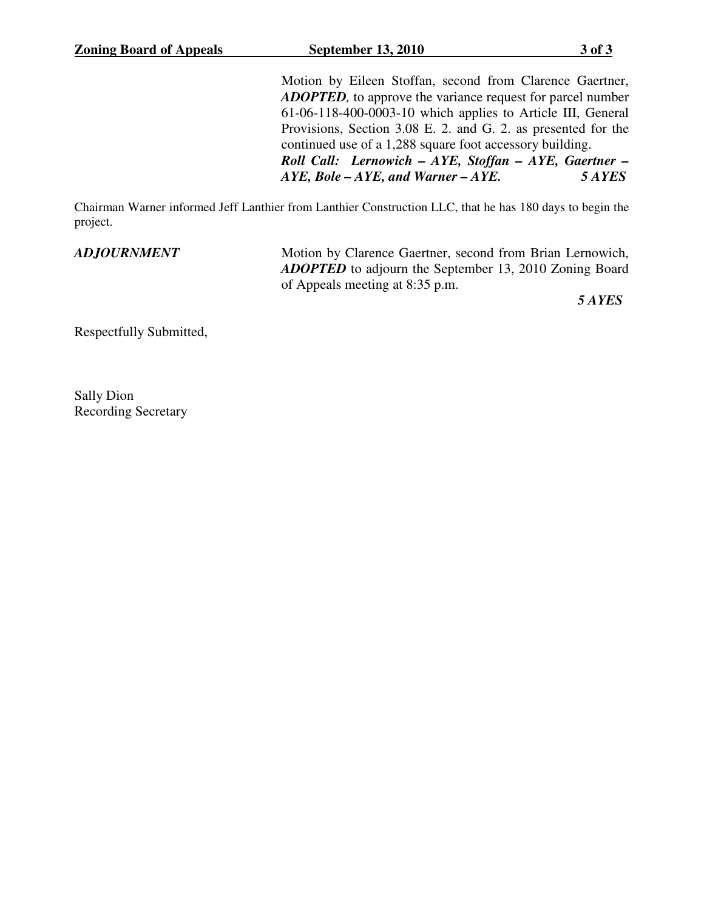Motion by Eileen Stoffan, second from Clarence Gaertner, ***ADOPTED***, to approve the variance request for parcel number 61-06-118-400-0003-10 which applies to Article III, General Provisions, Section 3.08 E. 2. and G. 2. as presented for the continued use of a 1,288 square foot accessory building.
***Roll Call: Lernowich – AYE, Stoffan – AYE, Gaertner – AYE, Bole – AYE, and Warner – AYE.*** ***5 AYES***

Chairman Warner informed Jeff Lanthier from Lanthier Construction LLC, that he has 180 days to begin the project.

***ADJOURNMENT*** Motion by Clarence Gaertner, second from Brian Lernowich, ***ADOPTED*** to adjourn the September 13, 2010 Zoning Board of Appeals meeting at 8:35 p.m.

***5 AYES***

Respectfully Submitted,

Sally Dion
Recording Secretary